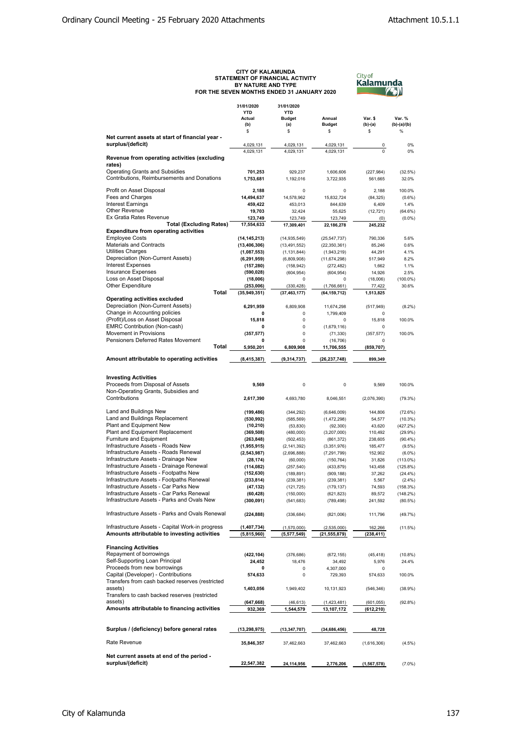# CITY OF KALAMUNDA
## STATEMENT OF FINANCIAL ACTIVITY
## BY NATURE AND TYPE
## FOR THE SEVEN MONTHS ENDED 31 JANUARY 2020

| | 31/01/2020 YTD Actual (b) | 31/01/2020 YTD Budget (a) | Annual Budget | Var. $ (b)-(a) | Var. % (b)-(a)/(b) |
|---|---|---|---|---|---|
| | $ | $ | $ | $ | % |
| **Net current assets at start of financial year - surplus/(deficit)** | 4,029,131 | 4,029,131 | 4,029,131 | 0 | 0% |
| | 4,029,131 | 4,029,131 | 4,029,131 | 0 | 0% |
| **Revenue from operating activities (excluding rates)** | | | | | |
| Operating Grants and Subsidies | **701,253** | 929,237 | 1,606,606 | (227,984) | (32.5%) |
| Contributions, Reimbursements and Donations | **1,753,681** | 1,192,016 | 3,722,935 | 561,665 | 32.0% |
| Profit on Asset Disposal | **2,188** | 0 | 0 | 2,188 | 100.0% |
| Fees and Charges | **14,494,637** | 14,578,962 | 15,832,724 | (84,325) | (0.6%) |
| Interest Earnings | **459,422** | 453,013 | 844,639 | 6,409 | 1.4% |
| Other Revenue | **19,703** | 32,424 | 55,625 | (12,721) | (64.6%) |
| Ex Gratia Rates Revenue | **123,749** | 123,749 | 123,749 | (0) | (0.0%) |
| **Total (Excluding Rates)** | **17,554,633** | **17,309,401** | **22,186,278** | **245,232** | |
| **Expenditure from operating activities** | | | | | |
| Employee Costs | **(14,145,213)** | (14,935,549) | (25,547,737) | 790,336 | 5.6% |
| Materials and Contracts | **(13,406,306)** | (13,491,552) | (22,350,361) | 85,246 | 0.6% |
| Utilities Charges | **(1,087,553)** | (1,131,844) | (1,943,219) | 44,291 | 4.1% |
| Depreciation (Non-Current Assets) | **(6,291,959)** | (6,809,908) | (11,674,298) | 517,949 | 8.2% |
| Interest Expenses | **(157,280)** | (158,942) | (272,482) | 1,662 | 1.1% |
| Insurance Expenses | **(590,028)** | (604,954) | (604,954) | 14,926 | 2.5% |
| Loss on Asset Disposal | **(18,006)** | 0 | 0 | (18,006) | (100.0%) |
| Other Expenditure | **(253,006)** | (330,428) | (1,766,661) | 77,422 | 30.6% |
| **Total** | **(35,949,351)** | **(37,463,177)** | **(64,159,712)** | **1,513,825** | |
| **Operating activities excluded** | | | | | |
| Depreciation (Non-Current Assets) | **6,291,959** | 6,809,908 | 11,674,298 | (517,949) | (8.2%) |
| Change in Accounting policies | **0** | 0 | 1,799,409 | 0 | |
| (Profit)/Loss on Asset Disposal | **15,818** | 0 | 0 | 15,818 | 100.0% |
| EMRC Contribution (Non-cash) | **0** | 0 | (1,679,116) | 0 | |
| Movement in Provisions | **(357,577)** | 0 | (71,330) | (357,577) | 100.0% |
| Pensioners Deferred Rates Movement | **0** | 0 | (16,706) | 0 | |
| **Total** | **5,950,201** | **6,809,908** | **11,706,555** | **(859,707)** | |
| **Amount attributable to operating activities** | **(8,415,387)** | **(9,314,737)** | **(26,237,748)** | **899,349** | |
| **Investing Activities** | | | | | |
| Proceeds from Disposal of Assets | **9,569** | 0 | 0 | 9,569 | 100.0% |
| Non-Operating Grants, Subsidies and Contributions | **2,617,390** | 4,693,780 | 8,046,551 | (2,076,390) | (79.3%) |
| Land and Buildings New | **(199,486)** | (344,292) | (6,646,009) | 144,806 | (72.6%) |
| Land and Buildings Replacement | **(530,992)** | (585,569) | (1,472,298) | 54,577 | (10.3%) |
| Plant and Equipment New | **(10,210)** | (53,830) | (92,300) | 43,620 | (427.2%) |
| Plant and Equipment Replacement | **(369,508)** | (480,000) | (3,207,000) | 110,492 | (29.9%) |
| Furniture and Equipment | **(263,848)** | (502,453) | (861,372) | 238,605 | (90.4%) |
| Infrastructure Assets - Roads New | **(1,955,915)** | (2,141,392) | (3,351,976) | 185,477 | (9.5%) |
| Infrastructure Assets - Roads Renewal | **(2,543,987)** | (2,696,888) | (7,291,799) | 152,902 | (6.0%) |
| Infrastructure Assets - Drainage New | **(28,174)** | (60,000) | (150,764) | 31,826 | (113.0%) |
| Infrastructure Assets - Drainage Renewal | **(114,082)** | (257,540) | (433,879) | 143,458 | (125.8%) |
| Infrastructure Assets - Footpaths New | **(152,630)** | (189,891) | (909,188) | 37,262 | (24.4%) |
| Infrastructure Assets - Footpaths Renewal | **(233,814)** | (239,381) | (239,381) | 5,567 | (2.4%) |
| Infrastructure Assets - Car Parks New | **(47,132)** | (121,725) | (179,137) | 74,593 | (158.3%) |
| Infrastructure Assets - Car Parks Renewal | **(60,428)** | (150,000) | (621,823) | 89,572 | (148.2%) |
| Infrastructure Assets - Parks and Ovals New | **(300,091)** | (541,683) | (789,498) | 241,592 | (80.5%) |
| Infrastructure Assets - Parks and Ovals Renewal | **(224,888)** | (336,684) | (821,006) | 111,796 | (49.7%) |
| Infrastructure Assets - Capital Work-in progress | **(1,407,734)** | (1,570,000) | (2,535,000) | 162,266 | (11.5%) |
| **Amounts attributable to investing activities** | **(5,815,960)** | **(5,577,549)** | **(21,555,879)** | **(238,411)** | |
| **Financing Activities** | | | | | |
| Repayment of borrowings | **(422,104)** | (376,686) | (672,155) | (45,418) | (10.8%) |
| Self-Supporting Loan Principal | **24,452** | 18,476 | 34,492 | 5,976 | 24.4% |
| Proceeds from new borrowings | **0** | 0 | 4,307,000 | 0 | |
| Capital (Developer) - Contributions | **574,633** | 0 | 729,393 | 574,633 | 100.0% |
| Transfers from cash backed reserves (restricted assets) | **1,403,056** | 1,949,402 | 10,131,923 | (546,346) | (38.9%) |
| Transfers to cash backed reserves (restricted assets) | **(647,668)** | (46,613) | (1,423,481) | (601,055) | (92.8%) |
| **Amounts attributable to financing activities** | **932,369** | **1,544,579** | **13,107,172** | **(612,210)** | |
| **Surplus / (deficiency) before general rates** | **(13,298,975)** | **(13,347,707)** | **(34,686,456)** | **48,728** | |
| Rate Revenue | **35,846,357** | 37,462,663 | 37,462,663 | (1,616,306) | (4.5%) |
| **Net current assets at end of the period - surplus/(deficit)** | **22,547,382** | **24,114,956** | **2,776,206** | **(1,567,578)** | (7.0%) |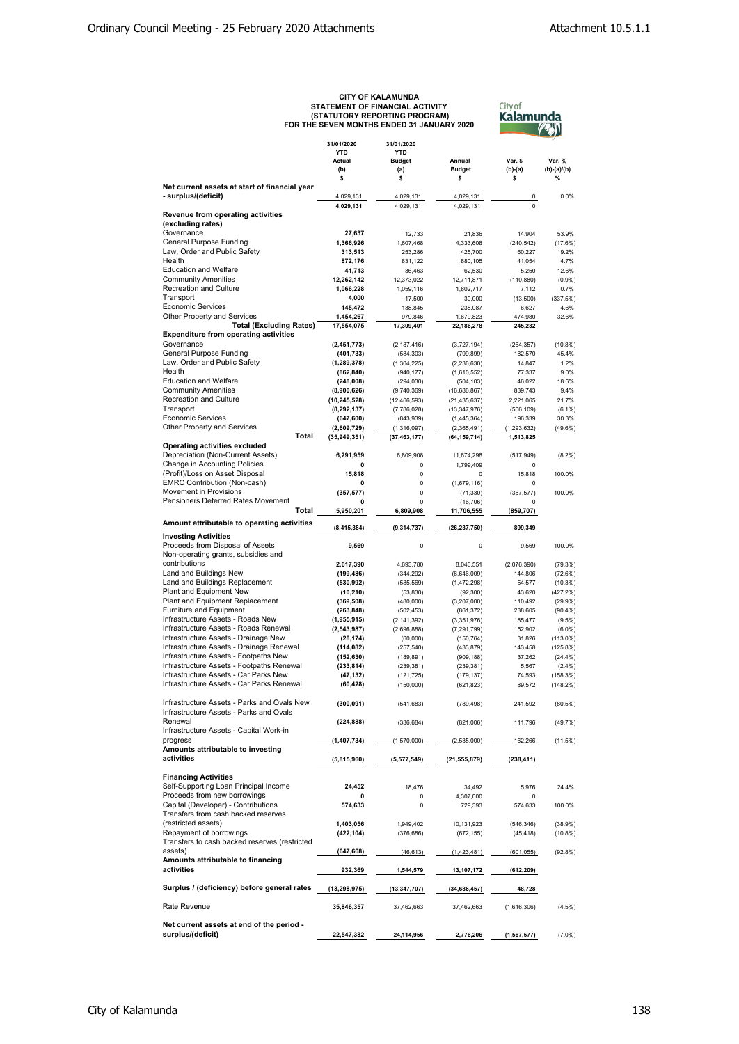# CITY OF KALAMUNDA
## STATEMENT OF FINANCIAL ACTIVITY
## (STATUTORY REPORTING PROGRAM)
## FOR THE SEVEN MONTHS ENDED 31 JANUARY 2020

| | 31/01/2020 YTD Actual (b) $ | 31/01/2020 YTD Budget (a) $ | Annual Budget $ | Var. $ (b)-(a) $ | Var. % (b)-(a)/(b) % |
|---|---|---|---|---|---|
| Net current assets at start of financial year - surplus/(deficit) | 4,029,131 | 4,029,131 | 4,029,131 | 0 | 0.0% |
| | 4,029,131 | 4,029,131 | 4,029,131 | 0 | |
| **Revenue from operating activities (excluding rates)** | | | | | |
| Governance | 27,637 | 12,733 | 21,836 | 14,904 | 53.9% |
| General Purpose Funding | 1,366,926 | 1,607,468 | 4,333,608 | (240,542) | (17.6%) |
| Law, Order and Public Safety | 313,513 | 253,286 | 425,700 | 60,227 | 19.2% |
| Health | 872,176 | 831,122 | 880,105 | 41,054 | 4.7% |
| Education and Welfare | 41,713 | 36,463 | 62,530 | 5,250 | 12.6% |
| Community Amenities | 12,262,142 | 12,373,022 | 12,711,871 | (110,880) | (0.9%) |
| Recreation and Culture | 1,066,228 | 1,059,116 | 1,802,717 | 7,112 | 0.7% |
| Transport | 4,000 | 17,500 | 30,000 | (13,500) | (337.5%) |
| Economic Services | 145,472 | 138,845 | 238,087 | 6,627 | 4.6% |
| Other Property and Services | 1,454,267 | 979,846 | 1,679,823 | 474,980 | 32.6% |
| **Total (Excluding Rates)** | 17,554,075 | 17,309,401 | 22,186,278 | 245,232 | |
| **Expenditure from operating activities** | | | | | |
| Governance | (2,451,773) | (2,187,416) | (3,727,194) | (264,357) | (10.8%) |
| General Purpose Funding | (401,733) | (584,303) | (799,899) | 182,570 | 45.4% |
| Law, Order and Public Safety | (1,289,378) | (1,304,225) | (2,236,630) | 14,847 | 1.2% |
| Health | (862,840) | (940,177) | (1,610,552) | 77,337 | 9.0% |
| Education and Welfare | (248,008) | (294,030) | (504,103) | 46,022 | 18.6% |
| Community Amenities | (8,900,626) | (9,740,369) | (16,686,867) | 839,743 | 9.4% |
| Recreation and Culture | (10,245,528) | (12,466,593) | (21,435,637) | 2,221,065 | 21.7% |
| Transport | (8,292,137) | (7,786,028) | (13,347,976) | (506,109) | (6.1%) |
| Economic Services | (647,600) | (843,939) | (1,445,364) | 196,339 | 30.3% |
| Other Property and Services | (2,609,729) | (1,316,097) | (2,365,491) | (1,293,632) | (49.6%) |
| **Total** | (35,949,351) | (37,463,177) | (64,159,714) | 1,513,825 | |
| **Operating activities excluded** | | | | | |
| Depreciation (Non-Current Assets) | 6,291,959 | 6,809,908 | 11,674,298 | (517,949) | (8.2%) |
| Change in Accounting Policies | 0 | 0 | 1,799,409 | 0 | |
| (Profit)/Loss on Asset Disposal | 15,818 | 0 | 0 | 15,818 | 100.0% |
| EMRC Contribution (Non-cash) | 0 | 0 | (1,679,116) | 0 | |
| Movement in Provisions | (357,577) | 0 | (71,330) | (357,577) | 100.0% |
| Pensioners Deferred Rates Movement | 0 | 0 | (16,706) | 0 | |
| **Total** | 5,950,201 | 6,809,908 | 11,706,555 | (859,707) | |
| **Amount attributable to operating activities** | (8,415,384) | (9,314,737) | (26,237,750) | 899,349 | |
| **Investing Activities** | | | | | |
| Proceeds from Disposal of Assets | 9,569 | 0 | 0 | 9,569 | 100.0% |
| Non-operating grants, subsidies and contributions | 2,617,390 | 4,693,780 | 8,046,551 | (2,076,390) | (79.3%) |
| Land and Buildings New | (199,486) | (344,292) | (6,646,009) | 144,806 | (72.6%) |
| Land and Buildings Replacement | (530,992) | (585,569) | (1,472,298) | 54,577 | (10.3%) |
| Plant and Equipment New | (10,210) | (53,830) | (92,300) | 43,620 | (427.2%) |
| Plant and Equipment Replacement | (369,508) | (480,000) | (3,207,000) | 110,492 | (29.9%) |
| Furniture and Equipment | (263,848) | (502,453) | (861,372) | 238,605 | (90.4%) |
| Infrastructure Assets - Roads New | (1,955,915) | (2,141,392) | (3,351,976) | 185,477 | (9.5%) |
| Infrastructure Assets - Roads Renewal | (2,543,987) | (2,696,888) | (7,291,799) | 152,902 | (6.0%) |
| Infrastructure Assets - Drainage New | (28,174) | (60,000) | (150,764) | 31,826 | (113.0%) |
| Infrastructure Assets - Drainage Renewal | (114,082) | (257,540) | (433,879) | 143,458 | (125.8%) |
| Infrastructure Assets - Footpaths New | (152,630) | (189,891) | (909,188) | 37,262 | (24.4%) |
| Infrastructure Assets - Footpaths Renewal | (233,814) | (239,381) | (239,381) | 5,567 | (2.4%) |
| Infrastructure Assets - Car Parks New | (47,132) | (121,725) | (179,137) | 74,593 | (158.3%) |
| Infrastructure Assets - Car Parks Renewal | (60,428) | (150,000) | (621,823) | 89,572 | (148.2%) |
| Infrastructure Assets - Parks and Ovals New | (300,091) | (541,683) | (789,498) | 241,592 | (80.5%) |
| Infrastructure Assets - Parks and Ovals Renewal | (224,888) | (336,684) | (821,006) | 111,796 | (49.7%) |
| Infrastructure Assets - Capital Work-in progress | (1,407,734) | (1,570,000) | (2,535,000) | 162,266 | (11.5%) |
| **Amounts attributable to investing activities** | (5,815,960) | (5,577,549) | (21,555,879) | (238,411) | |
| **Financing Activities** | | | | | |
| Self-Supporting Loan Principal Income | 24,452 | 18,476 | 34,492 | 5,976 | 24.4% |
| Proceeds from new borrowings | 0 | 0 | 4,307,000 | 0 | |
| Capital (Developer) - Contributions | 574,633 | 0 | 729,393 | 574,633 | 100.0% |
| Transfers from cash backed reserves (restricted assets) | 1,403,056 | 1,949,402 | 10,131,923 | (546,346) | (38.9%) |
| Repayment of borrowings | (422,104) | (376,686) | (672,155) | (45,418) | (10.8%) |
| Transfers to cash backed reserves (restricted assets) | (647,668) | (46,613) | (1,423,481) | (601,055) | (92.8%) |
| **Amounts attributable to financing activities** | 932,369 | 1,544,579 | 13,107,172 | (612,209) | |
| **Surplus / (deficiency) before general rates** | (13,298,975) | (13,347,707) | (34,686,457) | 48,728 | |
| Rate Revenue | 35,846,357 | 37,462,663 | 37,462,663 | (1,616,306) | (4.5%) |
| **Net current assets at end of the period - surplus/(deficit)** | 22,547,382 | 24,114,956 | 2,776,206 | (1,567,577) | (7.0%) |